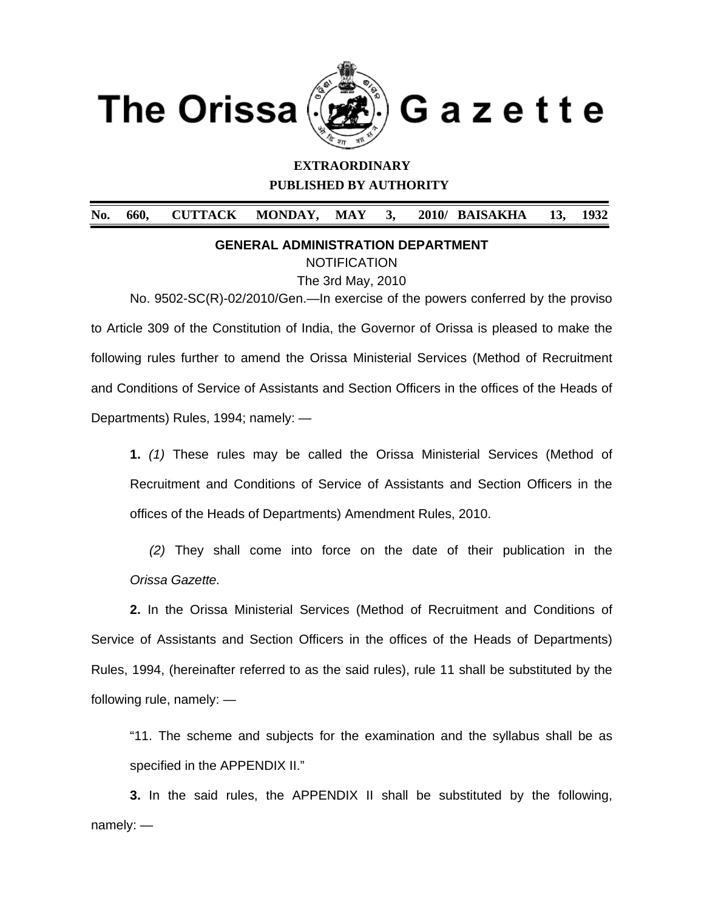# The Orissa Gazette

**EXTRAORDINARY**

**PUBLISHED BY AUTHORITY**

**No. 660, CUTTACK MONDAY, MAY 3, 2010/ BAISAKHA 13, 1932**

**GENERAL ADMINISTRATION DEPARTMENT**

NOTIFICATION

The 3rd May, 2010

No. 9502-SC(R)-02/2010/Gen.—In exercise of the powers conferred by the proviso to Article 309 of the Constitution of India, the Governor of Orissa is pleased to make the following rules further to amend the Orissa Ministerial Services (Method of Recruitment and Conditions of Service of Assistants and Section Officers in the offices of the Heads of Departments) Rules, 1994; namely: —

**1.** *(1)* These rules may be called the Orissa Ministerial Services (Method of Recruitment and Conditions of Service of Assistants and Section Officers in the offices of the Heads of Departments) Amendment Rules, 2010.

*(2)* They shall come into force on the date of their publication in the *Orissa Gazette.*

**2.** In the Orissa Ministerial Services (Method of Recruitment and Conditions of Service of Assistants and Section Officers in the offices of the Heads of Departments) Rules, 1994, (hereinafter referred to as the said rules), rule 11 shall be substituted by the following rule, namely: —

"11. The scheme and subjects for the examination and the syllabus shall be as specified in the APPENDIX II."

**3.** In the said rules, the APPENDIX II shall be substituted by the following, namely: —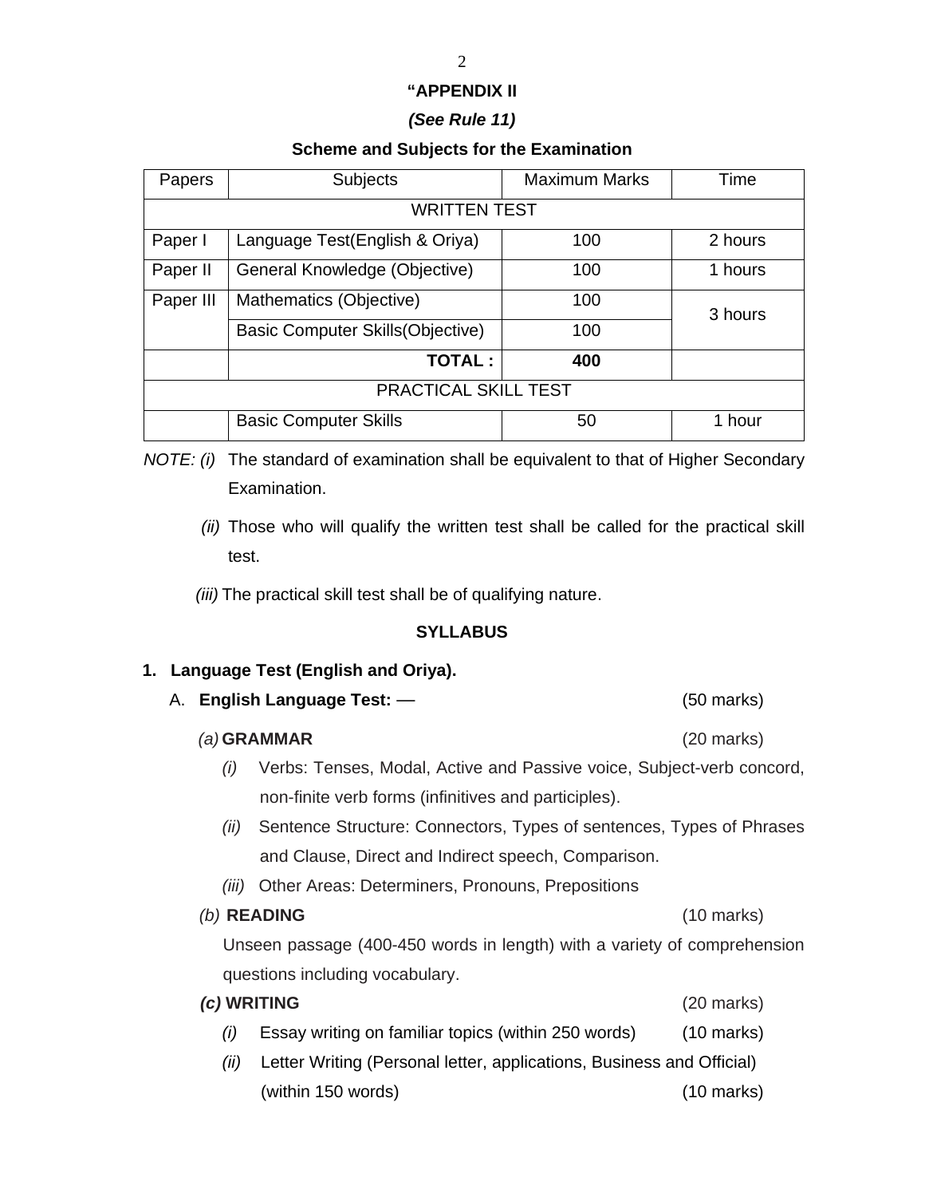**"APPENDIX II**

***(See Rule 11)***

**Scheme and Subjects for the Examination**

| Papers | Subjects | Maximum Marks | Time |
|---|---|---|---|
| | WRITTEN TEST | | |
| Paper I | Language Test(English & Oriya) | 100 | 2 hours |
| Paper II | General Knowledge (Objective) | 100 | 1 hours |
| Paper III | Mathematics (Objective) | 100 | 3 hours |
| | Basic Computer Skills(Objective) | 100 | |
| | **TOTAL :** | **400** | |
| | PRACTICAL SKILL TEST | | |
| | Basic Computer Skills | 50 | 1 hour |

*NOTE: (i)* The standard of examination shall be equivalent to that of Higher Secondary Examination.

*(ii)* Those who will qualify the written test shall be called for the practical skill test.

*(iii)* The practical skill test shall be of qualifying nature.

**SYLLABUS**

**1. Language Test (English and Oriya).**

A. **English Language Test:** — (50 marks)

*(a)* **GRAMMAR** (20 marks)

*(i)* Verbs: Tenses, Modal, Active and Passive voice, Subject-verb concord, non-finite verb forms (infinitives and participles).

*(ii)* Sentence Structure: Connectors, Types of sentences, Types of Phrases and Clause, Direct and Indirect speech, Comparison.

*(iii)* Other Areas: Determiners, Pronouns, Prepositions

*(b)* **READING** (10 marks)

Unseen passage (400-450 words in length) with a variety of comprehension questions including vocabulary.

***(c)* WRITING** (20 marks)

*(i)* Essay writing on familiar topics (within 250 words) (10 marks)

*(ii)* Letter Writing (Personal letter, applications, Business and Official) (within 150 words) (10 marks)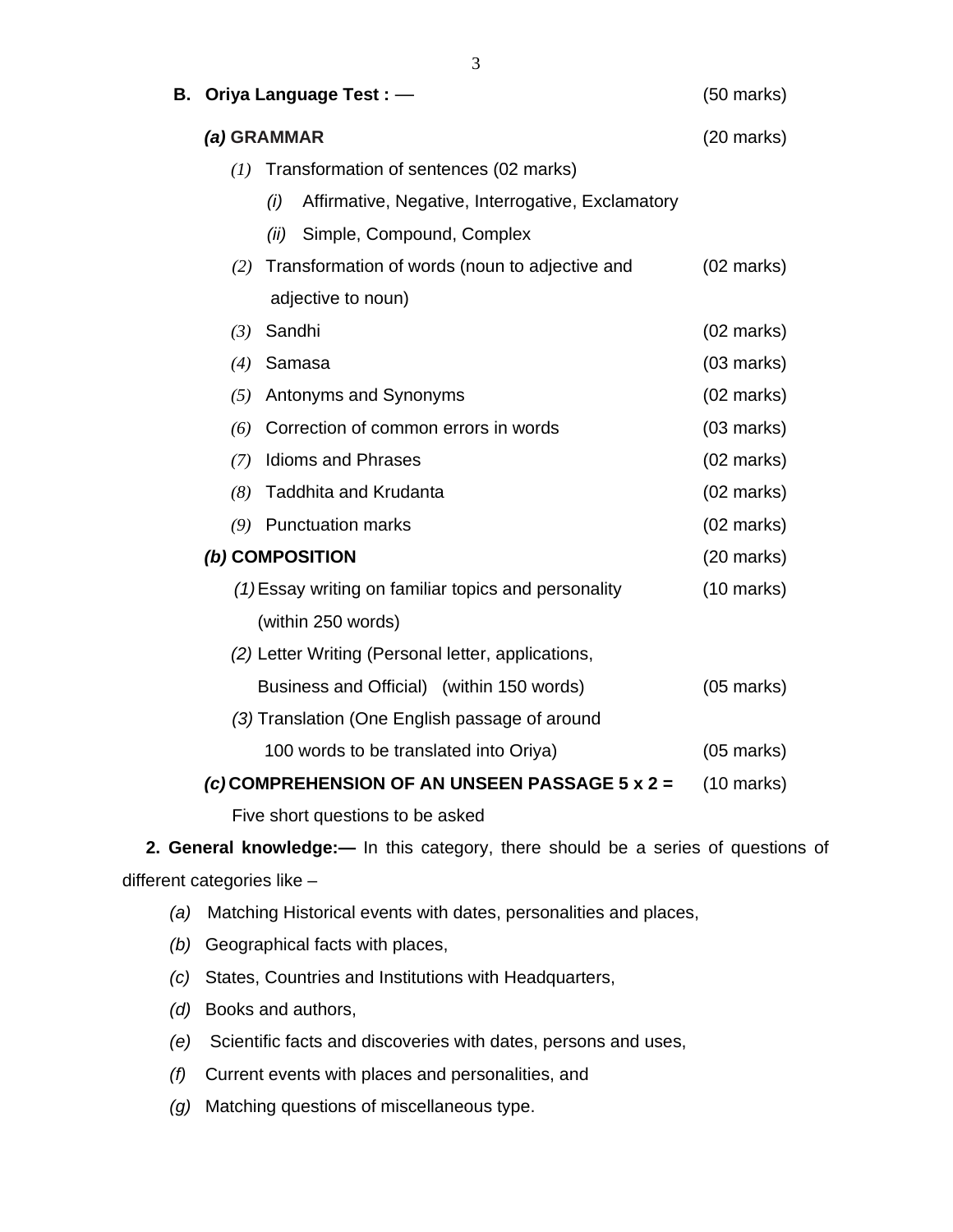**B. Oriya Language Test : —** (50 marks)

***(a)* GRAMMAR** (20 marks)

*(1)* Transformation of sentences (02 marks)

- *(i)* Affirmative, Negative, Interrogative, Exclamatory
- *(ii)* Simple, Compound, Complex

*(2)* Transformation of words (noun to adjective and adjective to noun) (02 marks)

*(3)* Sandhi (02 marks)

*(4)* Samasa (03 marks)

*(5)* Antonyms and Synonyms (02 marks)

*(6)* Correction of common errors in words (03 marks)

*(7)* Idioms and Phrases (02 marks)

*(8)* Taddhita and Krudanta (02 marks)

*(9)* Punctuation marks (02 marks)

***(b)* COMPOSITION** (20 marks)

*(1)* Essay writing on familiar topics and personality (within 250 words) (10 marks)

*(2)* Letter Writing (Personal letter, applications, Business and Official) (within 150 words) (05 marks)

*(3)* Translation (One English passage of around 100 words to be translated into Oriya) (05 marks)

***(c)* COMPREHENSION OF AN UNSEEN PASSAGE 5 x 2 =** (10 marks)

Five short questions to be asked

**2. General knowledge:—** In this category, there should be a series of questions of different categories like –

- *(a)* Matching Historical events with dates, personalities and places,
- *(b)* Geographical facts with places,
- *(c)* States, Countries and Institutions with Headquarters,
- *(d)* Books and authors,
- *(e)* Scientific facts and discoveries with dates, persons and uses,
- *(f)* Current events with places and personalities, and
- *(g)* Matching questions of miscellaneous type.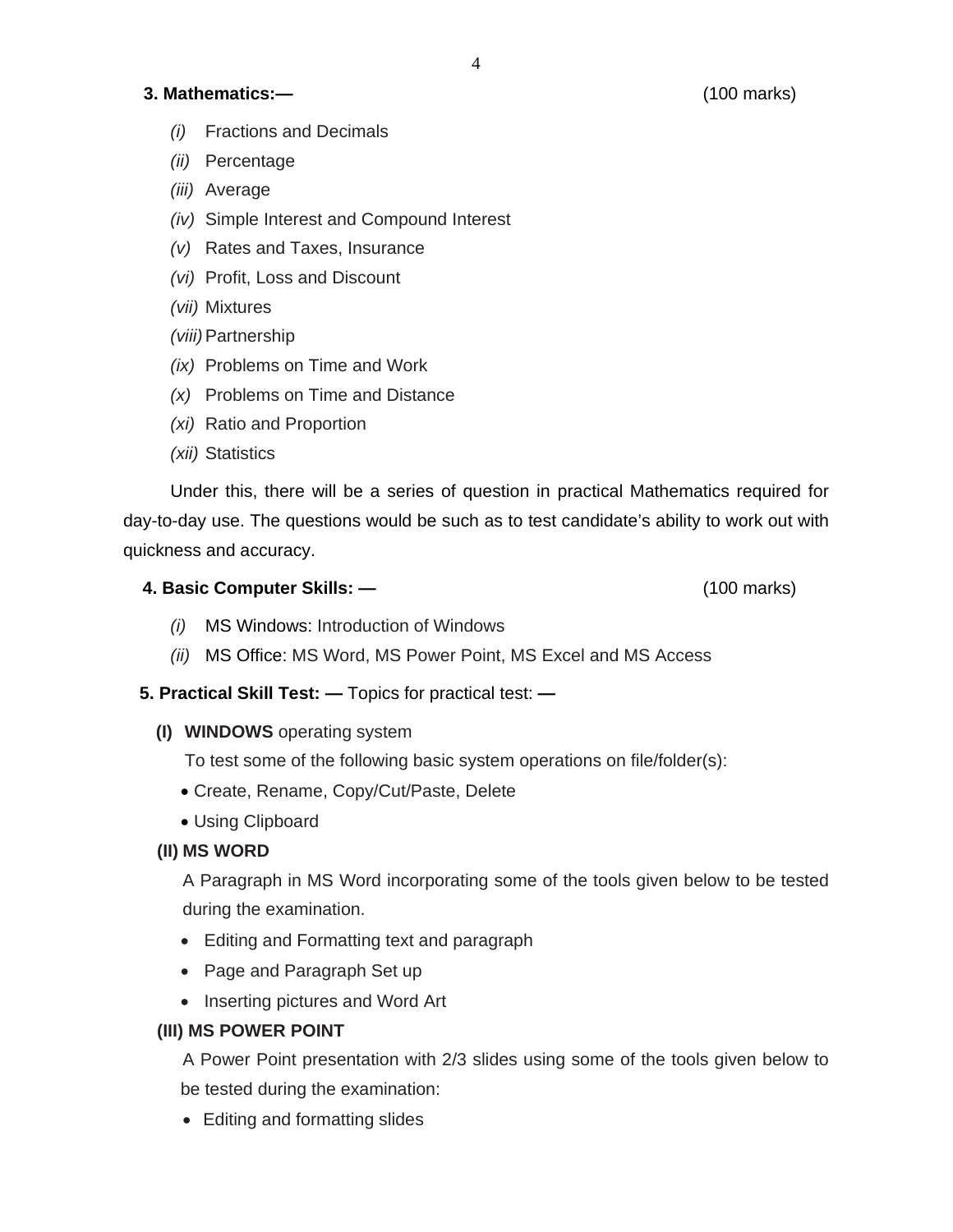**3. Mathematics:—** (100 marks)

- *(i)* Fractions and Decimals
- *(ii)* Percentage
- *(iii)* Average
- *(iv)* Simple Interest and Compound Interest
- *(v)* Rates and Taxes, Insurance
- *(vi)* Profit, Loss and Discount
- *(vii)* Mixtures
- *(viii)* Partnership
- *(ix)* Problems on Time and Work
- *(x)* Problems on Time and Distance
- *(xi)* Ratio and Proportion
- *(xii)* Statistics

Under this, there will be a series of question in practical Mathematics required for day-to-day use. The questions would be such as to test candidate's ability to work out with quickness and accuracy.

**4. Basic Computer Skills: —** (100 marks)

- *(i)* MS Windows: Introduction of Windows
- *(ii)* MS Office: MS Word, MS Power Point, MS Excel and MS Access

**5. Practical Skill Test: —** Topics for practical test: **—**

**(I) WINDOWS** operating system

To test some of the following basic system operations on file/folder(s):

- Create, Rename, Copy/Cut/Paste, Delete
- Using Clipboard

**(II) MS WORD**

A Paragraph in MS Word incorporating some of the tools given below to be tested during the examination.

- Editing and Formatting text and paragraph
- Page and Paragraph Set up
- Inserting pictures and Word Art

**(III) MS POWER POINT**

A Power Point presentation with 2/3 slides using some of the tools given below to be tested during the examination:

- Editing and formatting slides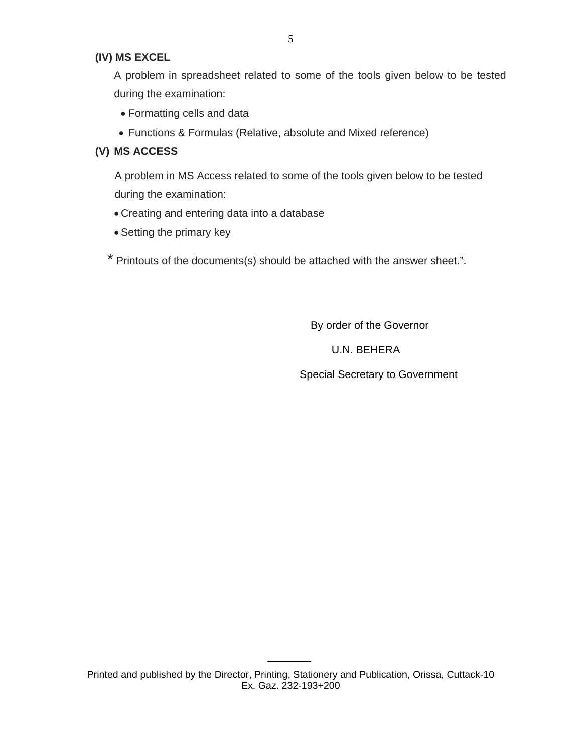**(IV) MS EXCEL**

A problem in spreadsheet related to some of the tools given below to be tested during the examination:

- Formatting cells and data
- Functions & Formulas (Relative, absolute and Mixed reference)

**(V) MS ACCESS**

A problem in MS Access related to some of the tools given below to be tested during the examination:

- Creating and entering data into a database
- Setting the primary key

* Printouts of the documents(s) should be attached with the answer sheet.”.

By order of the Governor

U.N. BEHERA

Special Secretary to Government

Printed and published by the Director, Printing, Stationery and Publication, Orissa, Cuttack-10
Ex. Gaz. 232-193+200